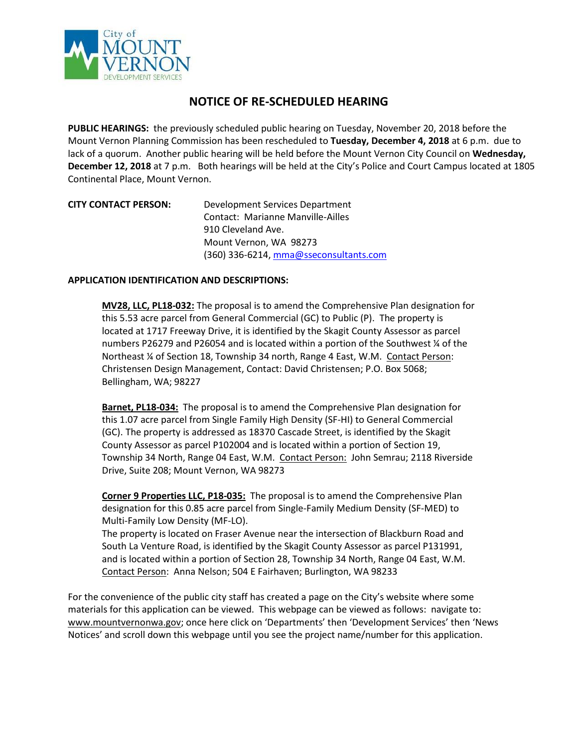City of MOUNT VERNON DEVELOPMENT SERVICES

# NOTICE OF RE-SCHEDULED HEARING

**PUBLIC HEARINGS:** the previously scheduled public hearing on Tuesday, November 20, 2018 before the Mount Vernon Planning Commission has been rescheduled to **Tuesday, December 4, 2018** at 6 p.m. due to lack of a quorum. Another public hearing will be held before the Mount Vernon City Council on **Wednesday, December 12, 2018** at 7 p.m. Both hearings will be held at the City's Police and Court Campus located at 1805 Continental Place, Mount Vernon.

**CITY CONTACT PERSON:**

Development Services Department
Contact: Marianne Manville-Ailles
910 Cleveland Ave.
Mount Vernon, WA 98273
(360) 336-6214, mma@sseconsultants.com

**APPLICATION IDENTIFICATION AND DESCRIPTIONS:**

**MV28, LLC, PL18-032:** The proposal is to amend the Comprehensive Plan designation for this 5.53 acre parcel from General Commercial (GC) to Public (P). The property is located at 1717 Freeway Drive, it is identified by the Skagit County Assessor as parcel numbers P26279 and P26054 and is located within a portion of the Southwest ¼ of the Northeast ¼ of Section 18, Township 34 north, Range 4 East, W.M. Contact Person: Christensen Design Management, Contact: David Christensen; P.O. Box 5068; Bellingham, WA; 98227

**Barnet, PL18-034:** The proposal is to amend the Comprehensive Plan designation for this 1.07 acre parcel from Single Family High Density (SF-HI) to General Commercial (GC). The property is addressed as 18370 Cascade Street, is identified by the Skagit County Assessor as parcel P102004 and is located within a portion of Section 19, Township 34 North, Range 04 East, W.M. Contact Person: John Semrau; 2118 Riverside Drive, Suite 208; Mount Vernon, WA 98273

**Corner 9 Properties LLC, P18-035:** The proposal is to amend the Comprehensive Plan designation for this 0.85 acre parcel from Single-Family Medium Density (SF-MED) to Multi-Family Low Density (MF-LO).
The property is located on Fraser Avenue near the intersection of Blackburn Road and South La Venture Road, is identified by the Skagit County Assessor as parcel P131991, and is located within a portion of Section 28, Township 34 North, Range 04 East, W.M. Contact Person: Anna Nelson; 504 E Fairhaven; Burlington, WA 98233

For the convenience of the public city staff has created a page on the City's website where some materials for this application can be viewed. This webpage can be viewed as follows: navigate to: www.mountvernonwa.gov; once here click on 'Departments' then 'Development Services' then 'News Notices' and scroll down this webpage until you see the project name/number for this application.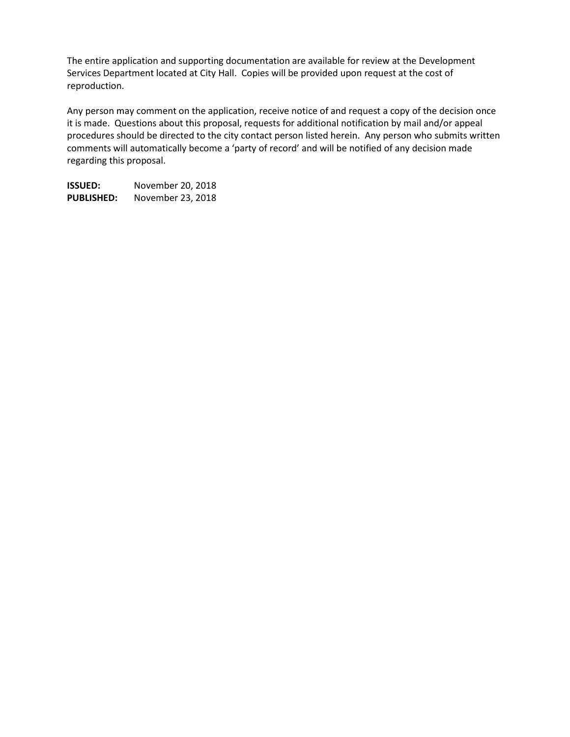The entire application and supporting documentation are available for review at the Development Services Department located at City Hall. Copies will be provided upon request at the cost of reproduction.

Any person may comment on the application, receive notice of and request a copy of the decision once it is made. Questions about this proposal, requests for additional notification by mail and/or appeal procedures should be directed to the city contact person listed herein. Any person who submits written comments will automatically become a 'party of record' and will be notified of any decision made regarding this proposal.

**ISSUED:** November 20, 2018
**PUBLISHED:** November 23, 2018